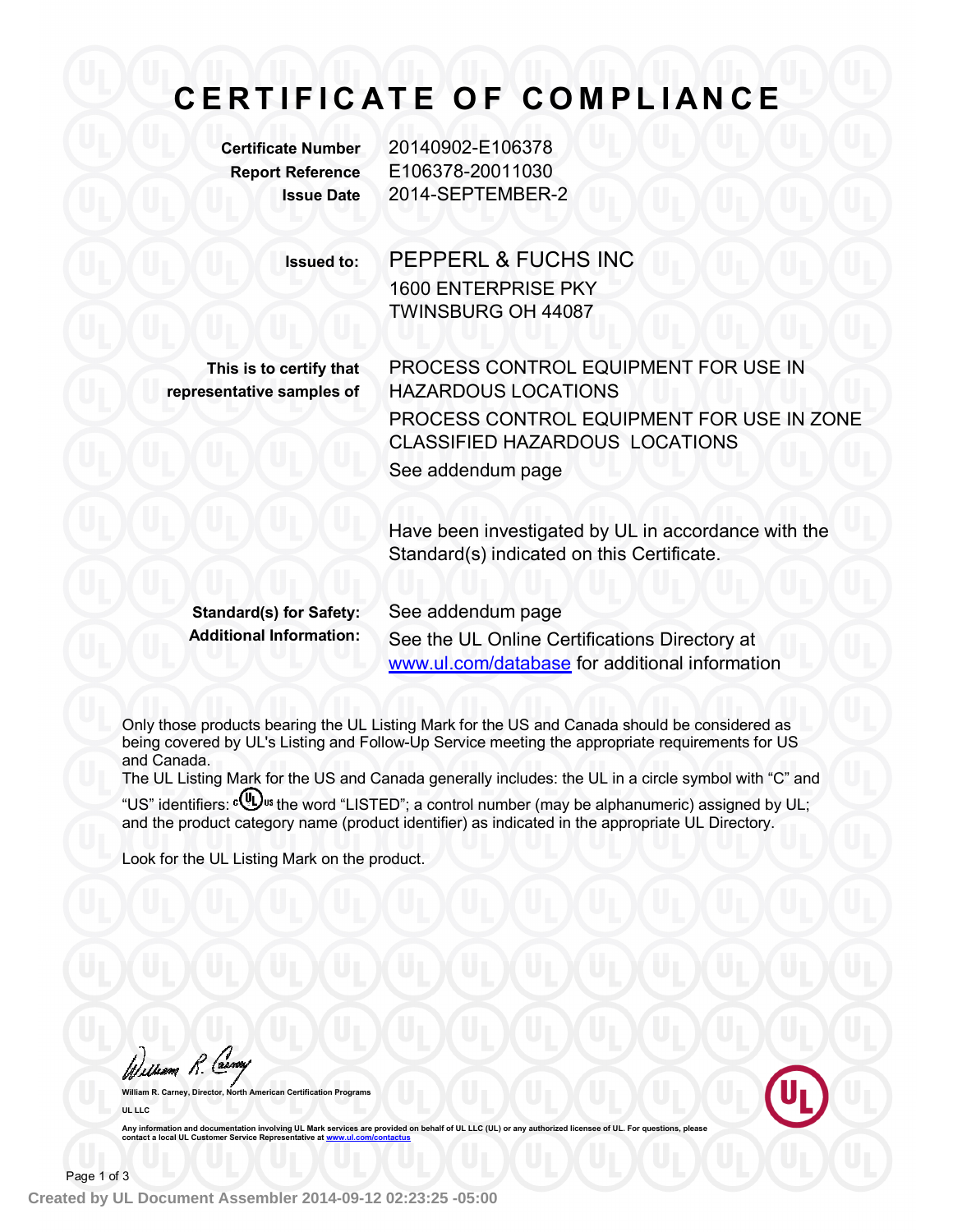# CERTIFICATE OF COMPLIANCE

**Certificate Number** 20140902-E106378
**Report Reference** E106378-20011030
**Issue Date** 2014-SEPTEMBER-2

**Issued to:** PEPPERL & FUCHS INC
1600 ENTERPRISE PKY
TWINSBURG OH 44087

**This is to certify that representative samples of**

PROCESS CONTROL EQUIPMENT FOR USE IN HAZARDOUS LOCATIONS

PROCESS CONTROL EQUIPMENT FOR USE IN ZONE CLASSIFIED HAZARDOUS LOCATIONS

See addendum page

Have been investigated by UL in accordance with the Standard(s) indicated on this Certificate.

**Standard(s) for Safety:** See addendum page

**Additional Information:** See the UL Online Certifications Directory at [www.ul.com/database](www.ul.com/database) for additional information

Only those products bearing the UL Listing Mark for the US and Canada should be considered as being covered by UL's Listing and Follow-Up Service meeting the appropriate requirements for US and Canada.

The UL Listing Mark for the US and Canada generally includes: the UL in a circle symbol with "C" and "US" identifiers: c(UL)us the word "LISTED"; a control number (may be alphanumeric) assigned by UL; and the product category name (product identifier) as indicated in the appropriate UL Directory.

Look for the UL Listing Mark on the product.

William R. Carney

**William R. Carney, Director, North American Certification Programs**

**UL LLC**

Any information and documentation involving UL Mark services are provided on behalf of UL LLC (UL) or any authorized licensee of UL. For questions, please contact a local UL Customer Service Representative at [www.ul.com/contactus](www.ul.com/contactus)

Created by UL Document Assembler 2014-09-12 02:23:25 -05:00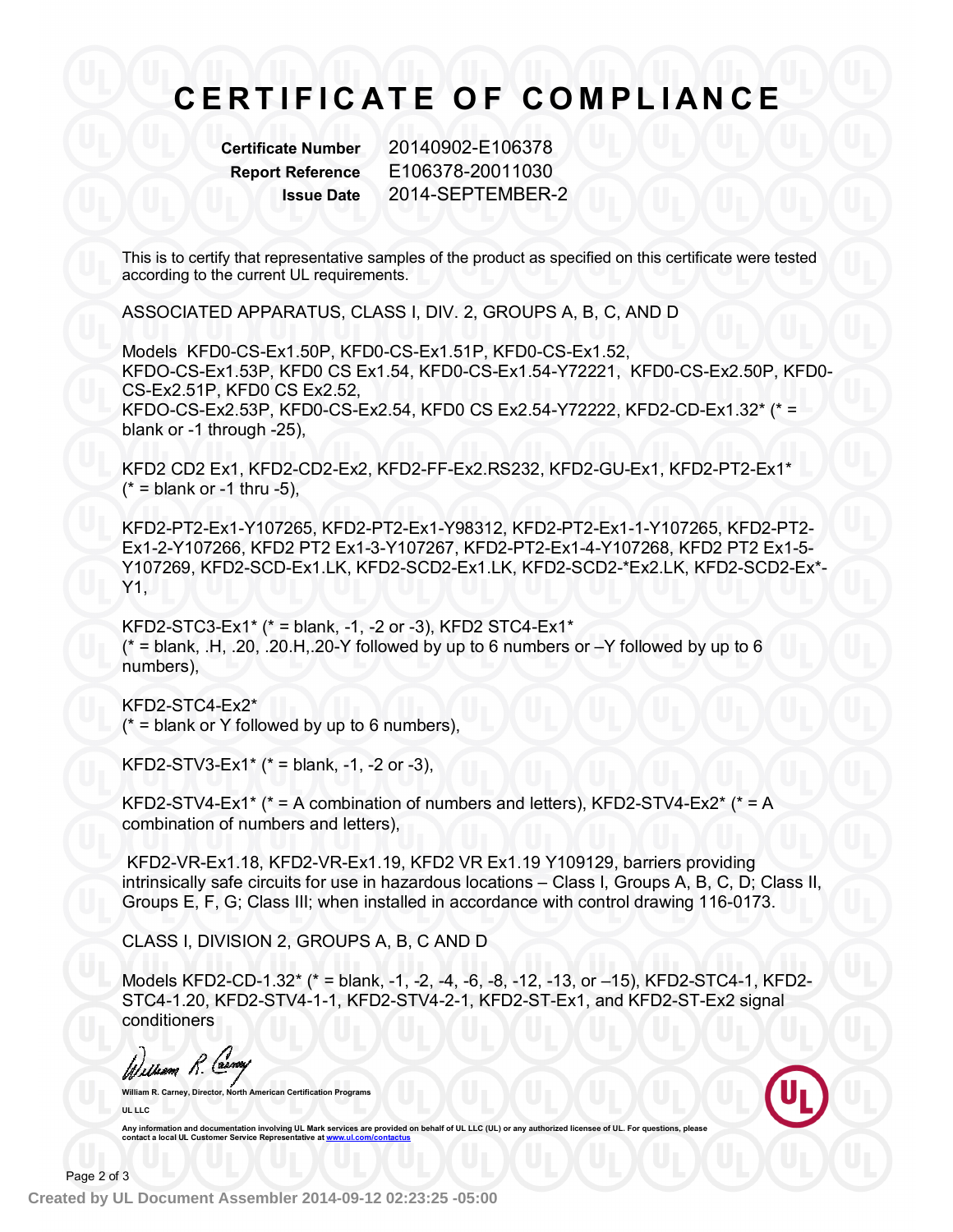# CERTIFICATE OF COMPLIANCE

**Certificate Number** 20140902-E106378
**Report Reference** E106378-20011030
**Issue Date** 2014-SEPTEMBER-2

This is to certify that representative samples of the product as specified on this certificate were tested according to the current UL requirements.

ASSOCIATED APPARATUS, CLASS I, DIV. 2, GROUPS A, B, C, AND D

Models KFD0-CS-Ex1.50P, KFD0-CS-Ex1.51P, KFD0-CS-Ex1.52, KFDO-CS-Ex1.53P, KFD0 CS Ex1.54, KFD0-CS-Ex1.54-Y72221, KFD0-CS-Ex2.50P, KFD0-CS-Ex2.51P, KFD0 CS Ex2.52, KFDO-CS-Ex2.53P, KFD0-CS-Ex2.54, KFD0 CS Ex2.54-Y72222, KFD2-CD-Ex1.32* (* = blank or -1 through -25),

KFD2 CD2 Ex1, KFD2-CD2-Ex2, KFD2-FF-Ex2.RS232, KFD2-GU-Ex1, KFD2-PT2-Ex1* (* = blank or -1 thru -5),

KFD2-PT2-Ex1-Y107265, KFD2-PT2-Ex1-Y98312, KFD2-PT2-Ex1-1-Y107265, KFD2-PT2-Ex1-2-Y107266, KFD2 PT2 Ex1-3-Y107267, KFD2-PT2-Ex1-4-Y107268, KFD2 PT2 Ex1-5-Y107269, KFD2-SCD-Ex1.LK, KFD2-SCD2-Ex1.LK, KFD2-SCD2-*Ex2.LK, KFD2-SCD2-Ex*-Y1,

KFD2-STC3-Ex1* (* = blank, -1, -2 or -3), KFD2 STC4-Ex1* (* = blank, .H, .20, .20.H,.20-Y followed by up to 6 numbers or –Y followed by up to 6 numbers),

KFD2-STC4-Ex2* (* = blank or Y followed by up to 6 numbers),

KFD2-STV3-Ex1* (* = blank, -1, -2 or -3),

KFD2-STV4-Ex1* (* = A combination of numbers and letters), KFD2-STV4-Ex2* (* = A combination of numbers and letters),

KFD2-VR-Ex1.18, KFD2-VR-Ex1.19, KFD2 VR Ex1.19 Y109129, barriers providing intrinsically safe circuits for use in hazardous locations – Class I, Groups A, B, C, D; Class II, Groups E, F, G; Class III; when installed in accordance with control drawing 116-0173.

CLASS I, DIVISION 2, GROUPS A, B C AND D

Models KFD2-CD-1.32* (* = blank, -1, -2, -4, -6, -8, -12, -13, or –15), KFD2-STC4-1, KFD2-STC4-1.20, KFD2-STV4-1-1, KFD2-STV4-2-1, KFD2-ST-Ex1, and KFD2-ST-Ex2 signal conditioners

**William R. Carney, Director, North American Certification Programs**

**UL LLC**

Any information and documentation involving UL Mark services are provided on behalf of UL LLC (UL) or any authorized licensee of UL. For questions, please contact a local UL Customer Service Representative at www.ul.com/contactus

Created by UL Document Assembler 2014-09-12 02:23:25 -05:00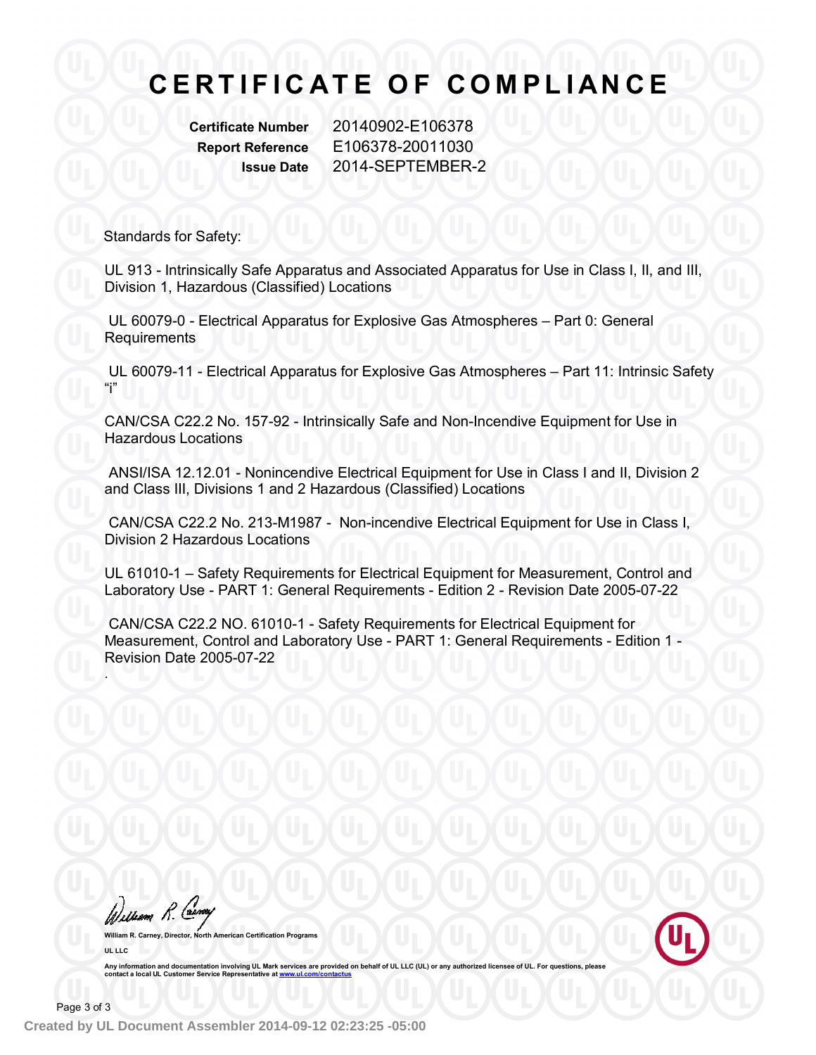# CERTIFICATE OF COMPLIANCE

**Certificate Number** 20140902-E106378
**Report Reference** E106378-20011030
**Issue Date** 2014-SEPTEMBER-2

Standards for Safety:

UL 913 - Intrinsically Safe Apparatus and Associated Apparatus for Use in Class I, II, and III, Division 1, Hazardous (Classified) Locations

UL 60079-0 - Electrical Apparatus for Explosive Gas Atmospheres – Part 0: General Requirements

UL 60079-11 - Electrical Apparatus for Explosive Gas Atmospheres – Part 11: Intrinsic Safety "i"

CAN/CSA C22.2 No. 157-92 - Intrinsically Safe and Non-Incendive Equipment for Use in Hazardous Locations

ANSI/ISA 12.12.01 - Nonincendive Electrical Equipment for Use in Class I and II, Division 2 and Class III, Divisions 1 and 2 Hazardous (Classified) Locations

CAN/CSA C22.2 No. 213-M1987 - Non-incendive Electrical Equipment for Use in Class I, Division 2 Hazardous Locations

UL 61010-1 – Safety Requirements for Electrical Equipment for Measurement, Control and Laboratory Use - PART 1: General Requirements - Edition 2 - Revision Date 2005-07-22

CAN/CSA C22.2 NO. 61010-1 - Safety Requirements for Electrical Equipment for Measurement, Control and Laboratory Use - PART 1: General Requirements - Edition 1 - Revision Date 2005-07-22

.

William R. Carney, Director, North American Certification Programs

UL LLC

Any information and documentation involving UL Mark services are provided on behalf of UL LLC (UL) or any authorized licensee of UL. For questions, please contact a local UL Customer Service Representative at www.ul.com/contactus

Created by UL Document Assembler 2014-09-12 02:23:25 -05:00